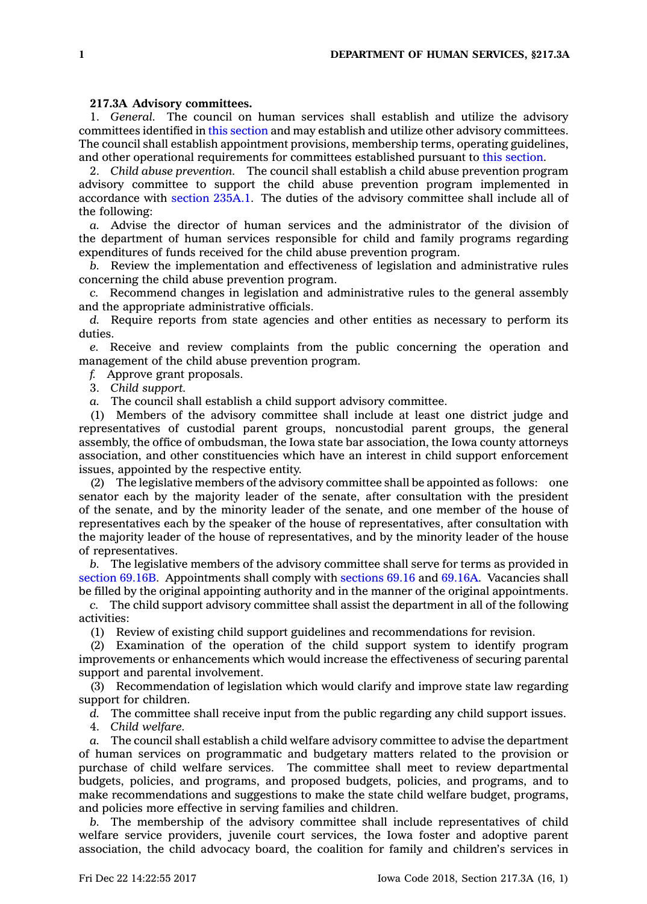**217.3A Advisory committees.**

1. *General.* The council on human services shall establish and utilize the advisory committees identified in this section and may establish and utilize other advisory committees. The council shall establish appointment provisions, membership terms, operating guidelines, and other operational requirements for committees established pursuant to this section.

2. *Child abuse prevention.* The council shall establish a child abuse prevention program advisory committee to support the child abuse prevention program implemented in accordance with section 235A.1. The duties of the advisory committee shall include all of the following:

*a.* Advise the director of human services and the administrator of the division of the department of human services responsible for child and family programs regarding expenditures of funds received for the child abuse prevention program.

*b.* Review the implementation and effectiveness of legislation and administrative rules concerning the child abuse prevention program.

*c.* Recommend changes in legislation and administrative rules to the general assembly and the appropriate administrative officials.

*d.* Require reports from state agencies and other entities as necessary to perform its duties.

*e.* Receive and review complaints from the public concerning the operation and management of the child abuse prevention program.

*f.* Approve grant proposals.

3. *Child support.*

*a.* The council shall establish a child support advisory committee.

(1) Members of the advisory committee shall include at least one district judge and representatives of custodial parent groups, noncustodial parent groups, the general assembly, the office of ombudsman, the Iowa state bar association, the Iowa county attorneys association, and other constituencies which have an interest in child support enforcement issues, appointed by the respective entity.

(2) The legislative members of the advisory committee shall be appointed as follows: one senator each by the majority leader of the senate, after consultation with the president of the senate, and by the minority leader of the senate, and one member of the house of representatives each by the speaker of the house of representatives, after consultation with the majority leader of the house of representatives, and by the minority leader of the house of representatives.

*b.* The legislative members of the advisory committee shall serve for terms as provided in section 69.16B. Appointments shall comply with sections 69.16 and 69.16A. Vacancies shall be filled by the original appointing authority and in the manner of the original appointments.

*c.* The child support advisory committee shall assist the department in all of the following activities:

(1) Review of existing child support guidelines and recommendations for revision.

(2) Examination of the operation of the child support system to identify program improvements or enhancements which would increase the effectiveness of securing parental support and parental involvement.

(3) Recommendation of legislation which would clarify and improve state law regarding support for children.

*d.* The committee shall receive input from the public regarding any child support issues.

4. *Child welfare.*

*a.* The council shall establish a child welfare advisory committee to advise the department of human services on programmatic and budgetary matters related to the provision or purchase of child welfare services. The committee shall meet to review departmental budgets, policies, and programs, and proposed budgets, policies, and programs, and to make recommendations and suggestions to make the state child welfare budget, programs, and policies more effective in serving families and children.

*b.* The membership of the advisory committee shall include representatives of child welfare service providers, juvenile court services, the Iowa foster and adoptive parent association, the child advocacy board, the coalition for family and children's services in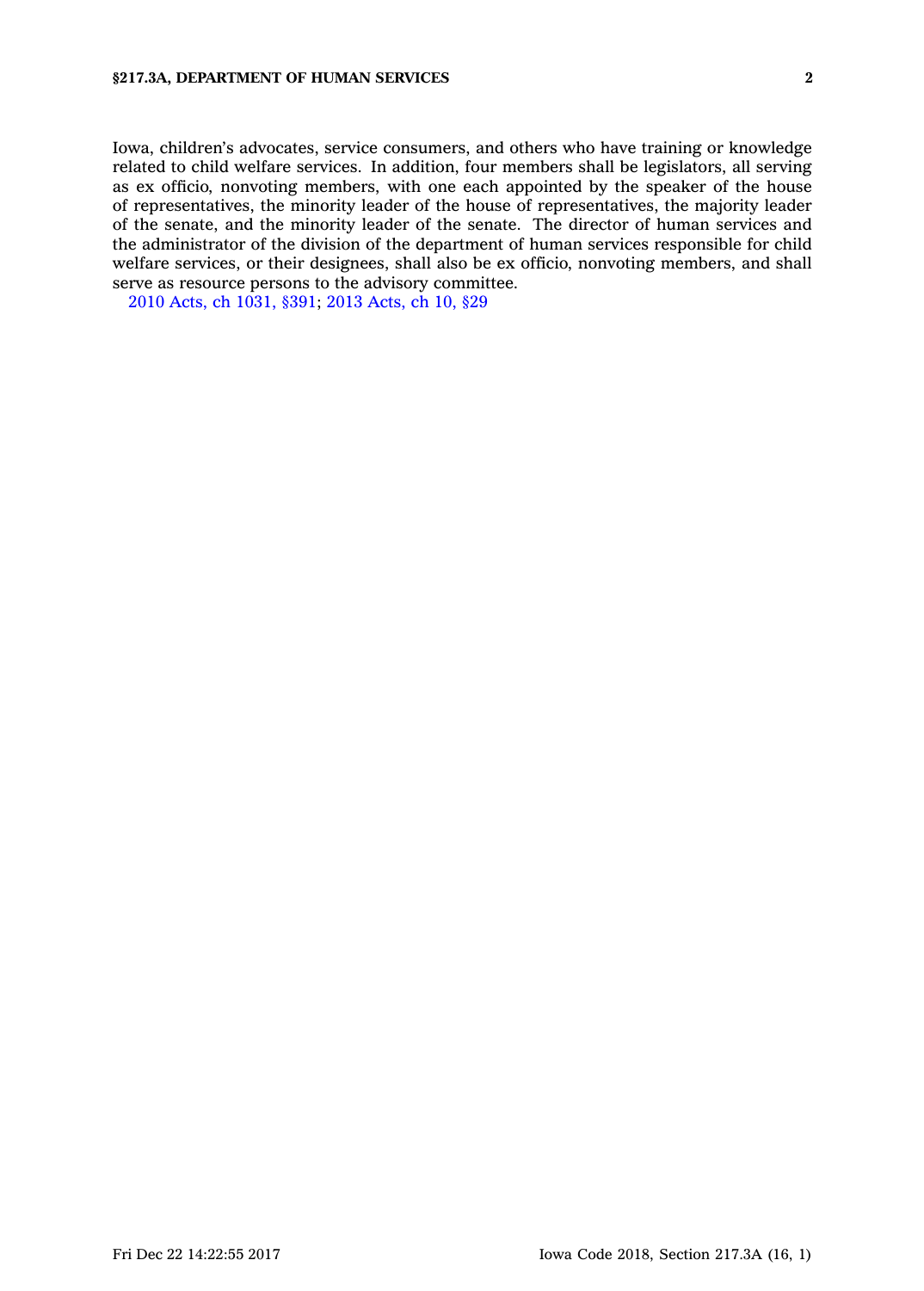Iowa, children's advocates, service consumers, and others who have training or knowledge related to child welfare services. In addition, four members shall be legislators, all serving as ex officio, nonvoting members, with one each appointed by the speaker of the house of representatives, the minority leader of the house of representatives, the majority leader of the senate, and the minority leader of the senate. The director of human services and the administrator of the division of the department of human services responsible for child welfare services, or their designees, shall also be ex officio, nonvoting members, and shall serve as resource persons to the advisory committee.

2010 Acts, ch 1031, §391; 2013 Acts, ch 10, §29